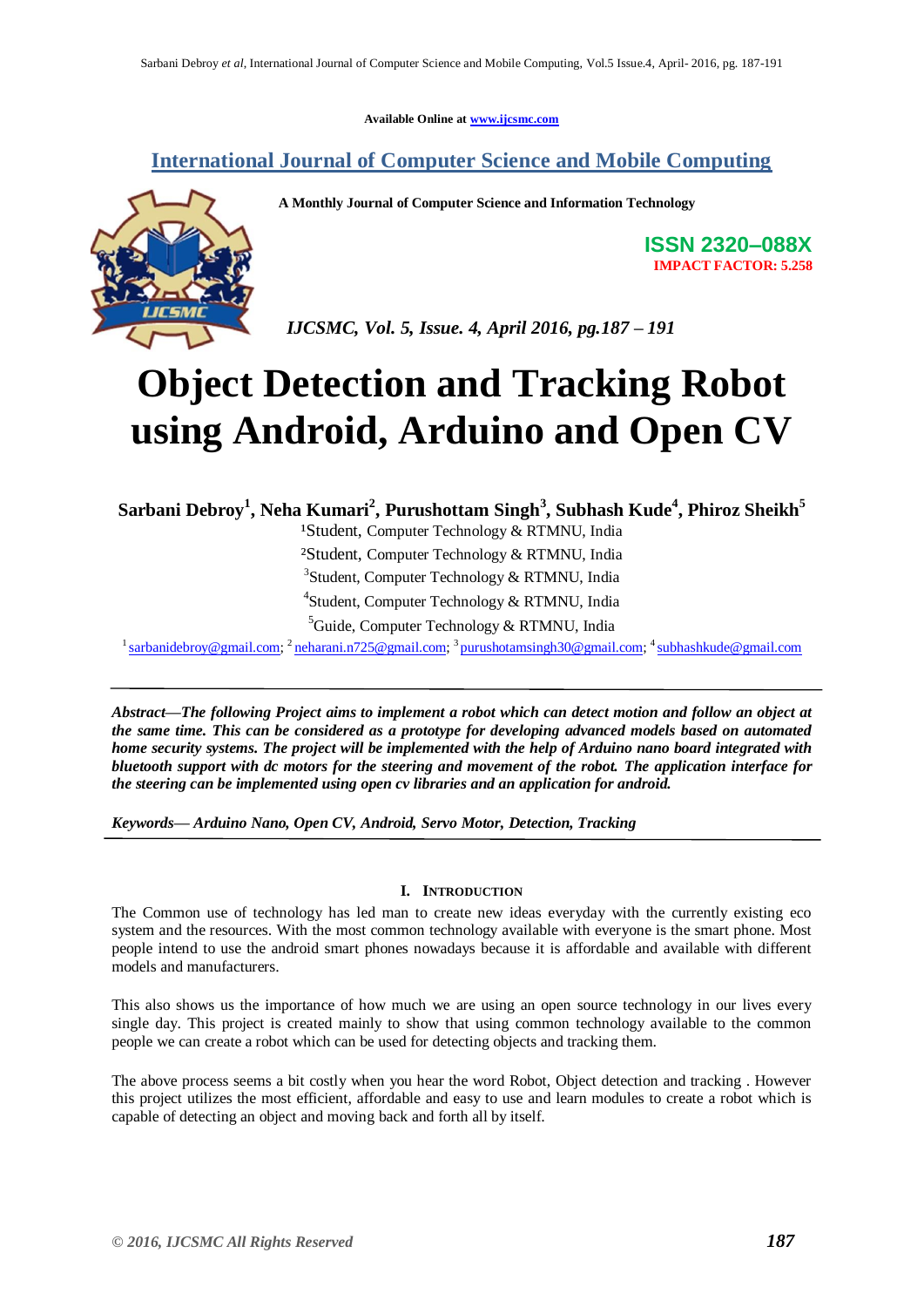Available Online at www.ijcsmc.com

## International Journal of Computer Science and Mobile Computing

**A Monthly Journal of Computer Science and Information Technology**

**ISSN 2320–088X**
**IMPACT FACTOR: 5.258**

*IJCSMC, Vol. 5, Issue. 4, April 2016, pg.187 – 191*

# Object Detection and Tracking Robot using Android, Arduino and Open CV

**Sarbani Debroy[1], Neha Kumari[2], Purushottam Singh[3], Subhash Kude[4], Phiroz Sheikh[5]**

[1]Student, Computer Technology & RTMNU, India
[2]Student, Computer Technology & RTMNU, India
[3]Student, Computer Technology & RTMNU, India
[4]Student, Computer Technology & RTMNU, India
[5]Guide, Computer Technology & RTMNU, India

[1] sarbanidebroy@gmail.com; [2] neharani.n725@gmail.com; [3] purushotamsingh30@gmail.com; [4] subhashkude@gmail.com

***Abstract—The following Project aims to implement a robot which can detect motion and follow an object at the same time. This can be considered as a prototype for developing advanced models based on automated home security systems. The project will be implemented with the help of Arduino nano board integrated with bluetooth support with dc motors for the steering and movement of the robot. The application interface for the steering can be implemented using open cv libraries and an application for android.***

***Keywords— Arduino Nano, Open CV, Android, Servo Motor, Detection, Tracking***

## I. Introduction

The Common use of technology has led man to create new ideas everyday with the currently existing eco system and the resources. With the most common technology available with everyone is the smart phone. Most people intend to use the android smart phones nowadays because it is affordable and available with different models and manufacturers.

This also shows us the importance of how much we are using an open source technology in our lives every single day. This project is created mainly to show that using common technology available to the common people we can create a robot which can be used for detecting objects and tracking them.

The above process seems a bit costly when you hear the word Robot, Object detection and tracking . However this project utilizes the most efficient, affordable and easy to use and learn modules to create a robot which is capable of detecting an object and moving back and forth all by itself.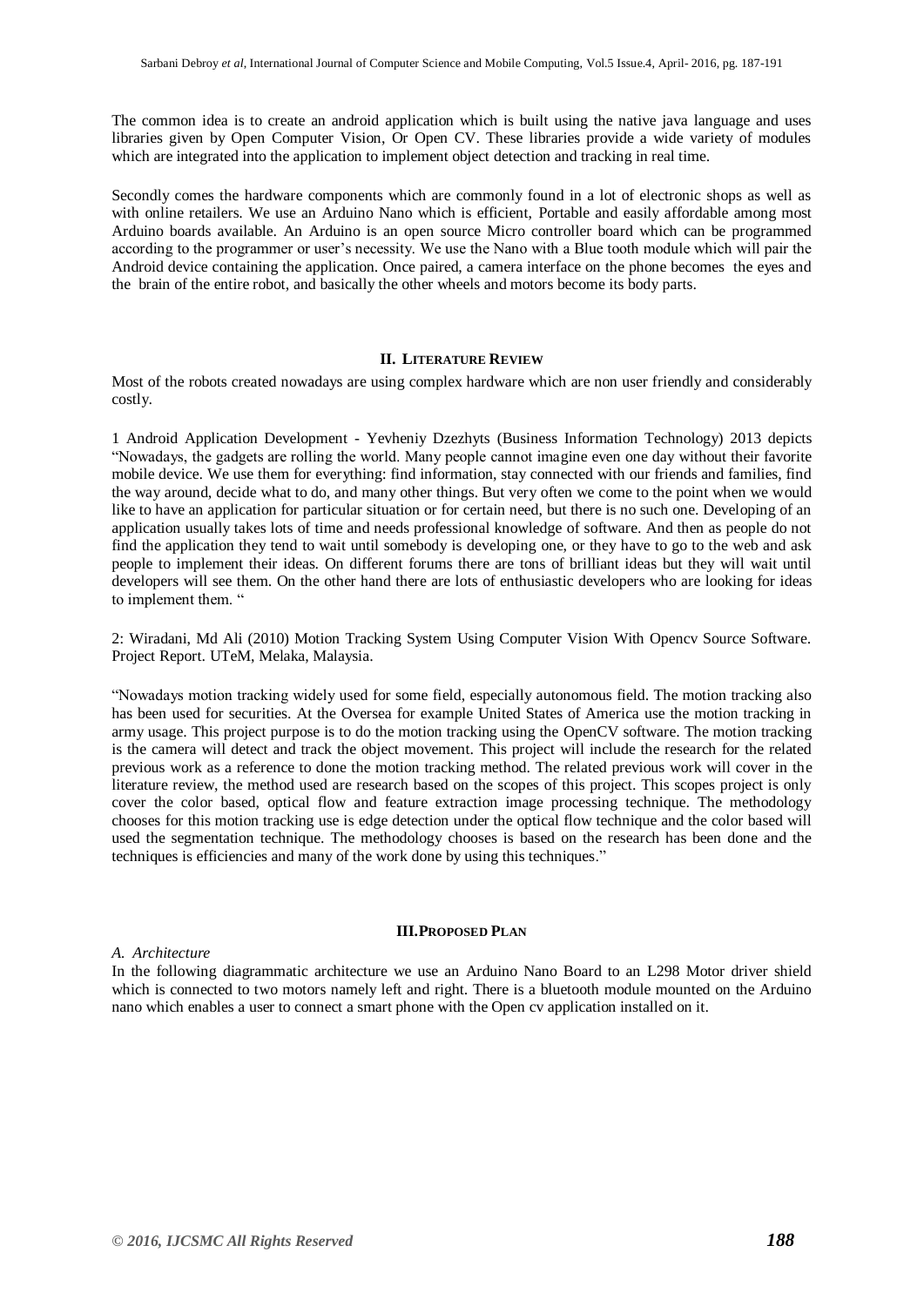The common idea is to create an android application which is built using the native java language and uses libraries given by Open Computer Vision, Or Open CV. These libraries provide a wide variety of modules which are integrated into the application to implement object detection and tracking in real time.

Secondly comes the hardware components which are commonly found in a lot of electronic shops as well as with online retailers. We use an Arduino Nano which is efficient, Portable and easily affordable among most Arduino boards available. An Arduino is an open source Micro controller board which can be programmed according to the programmer or user's necessity. We use the Nano with a Blue tooth module which will pair the Android device containing the application. Once paired, a camera interface on the phone becomes the eyes and the brain of the entire robot, and basically the other wheels and motors become its body parts.

## II. Literature Review

Most of the robots created nowadays are using complex hardware which are non user friendly and considerably costly.

1 Android Application Development - Yevheniy Dzezhyts (Business Information Technology) 2013 depicts "Nowadays, the gadgets are rolling the world. Many people cannot imagine even one day without their favorite mobile device. We use them for everything: find information, stay connected with our friends and families, find the way around, decide what to do, and many other things. But very often we come to the point when we would like to have an application for particular situation or for certain need, but there is no such one. Developing of an application usually takes lots of time and needs professional knowledge of software. And then as people do not find the application they tend to wait until somebody is developing one, or they have to go to the web and ask people to implement their ideas. On different forums there are tons of brilliant ideas but they will wait until developers will see them. On the other hand there are lots of enthusiastic developers who are looking for ideas to implement them. "

2: Wiradani, Md Ali (2010) Motion Tracking System Using Computer Vision With Opencv Source Software. Project Report. UTeM, Melaka, Malaysia.

"Nowadays motion tracking widely used for some field, especially autonomous field. The motion tracking also has been used for securities. At the Oversea for example United States of America use the motion tracking in army usage. This project purpose is to do the motion tracking using the OpenCV software. The motion tracking is the camera will detect and track the object movement. This project will include the research for the related previous work as a reference to done the motion tracking method. The related previous work will cover in the literature review, the method used are research based on the scopes of this project. This scopes project is only cover the color based, optical flow and feature extraction image processing technique. The methodology chooses for this motion tracking use is edge detection under the optical flow technique and the color based will used the segmentation technique. The methodology chooses is based on the research has been done and the techniques is efficiencies and many of the work done by using this techniques."

## III. Proposed Plan

### *A. Architecture*

In the following diagrammatic architecture we use an Arduino Nano Board to an L298 Motor driver shield which is connected to two motors namely left and right. There is a bluetooth module mounted on the Arduino nano which enables a user to connect a smart phone with the Open cv application installed on it.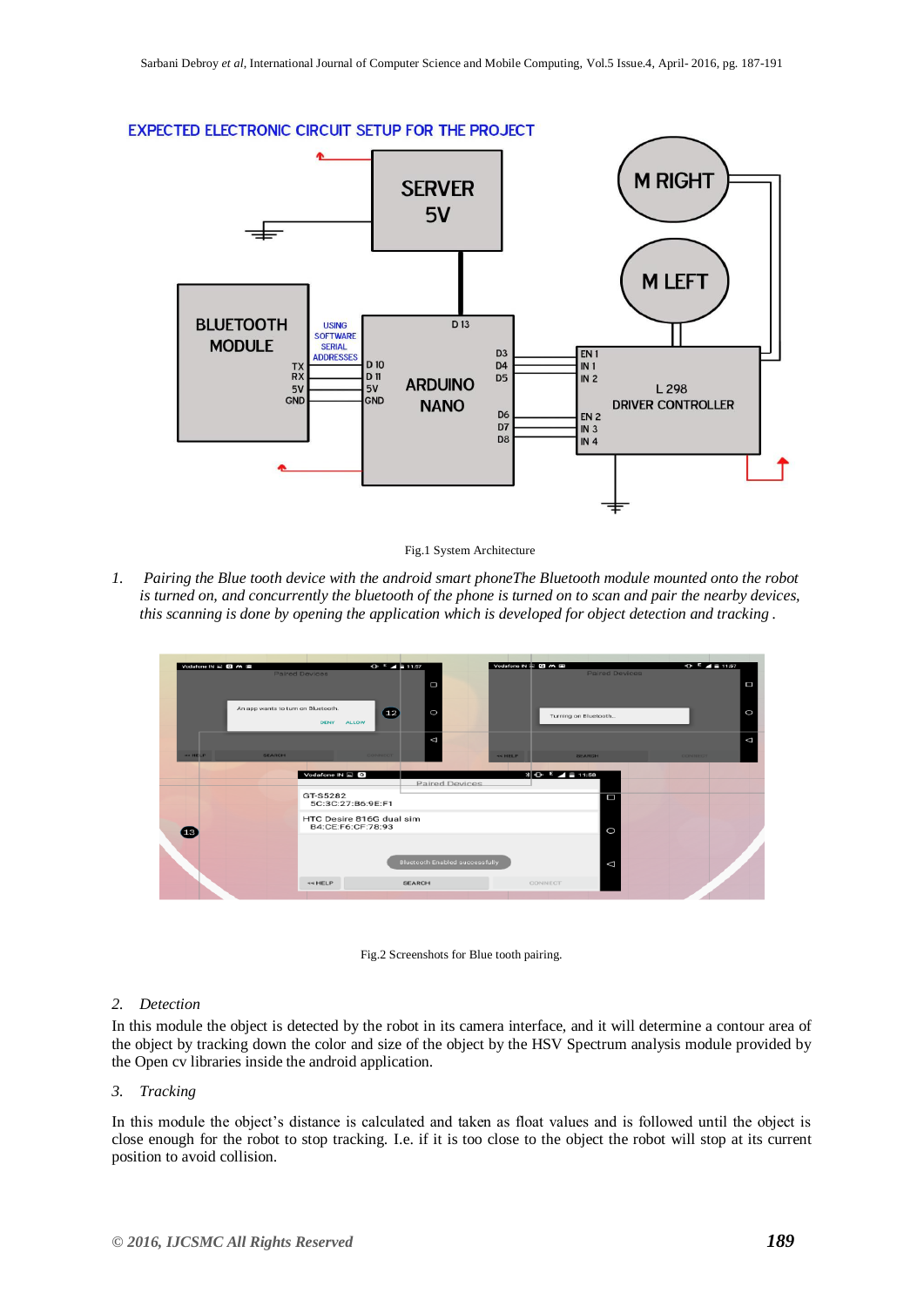Fig.1 System Architecture

1. *Pairing the Blue tooth device with the android smart phoneThe Bluetooth module mounted onto the robot is turned on, and concurrently the bluetooth of the phone is turned on to scan and pair the nearby devices, this scanning is done by opening the application which is developed for object detection and tracking .*

Fig.2 Screenshots for Blue tooth pairing.

2. *Detection*

In this module the object is detected by the robot in its camera interface, and it will determine a contour area of the object by tracking down the color and size of the object by the HSV Spectrum analysis module provided by the Open cv libraries inside the android application.

3. *Tracking*

In this module the object's distance is calculated and taken as float values and is followed until the object is close enough for the robot to stop tracking. I.e. if it is too close to the object the robot will stop at its current position to avoid collision.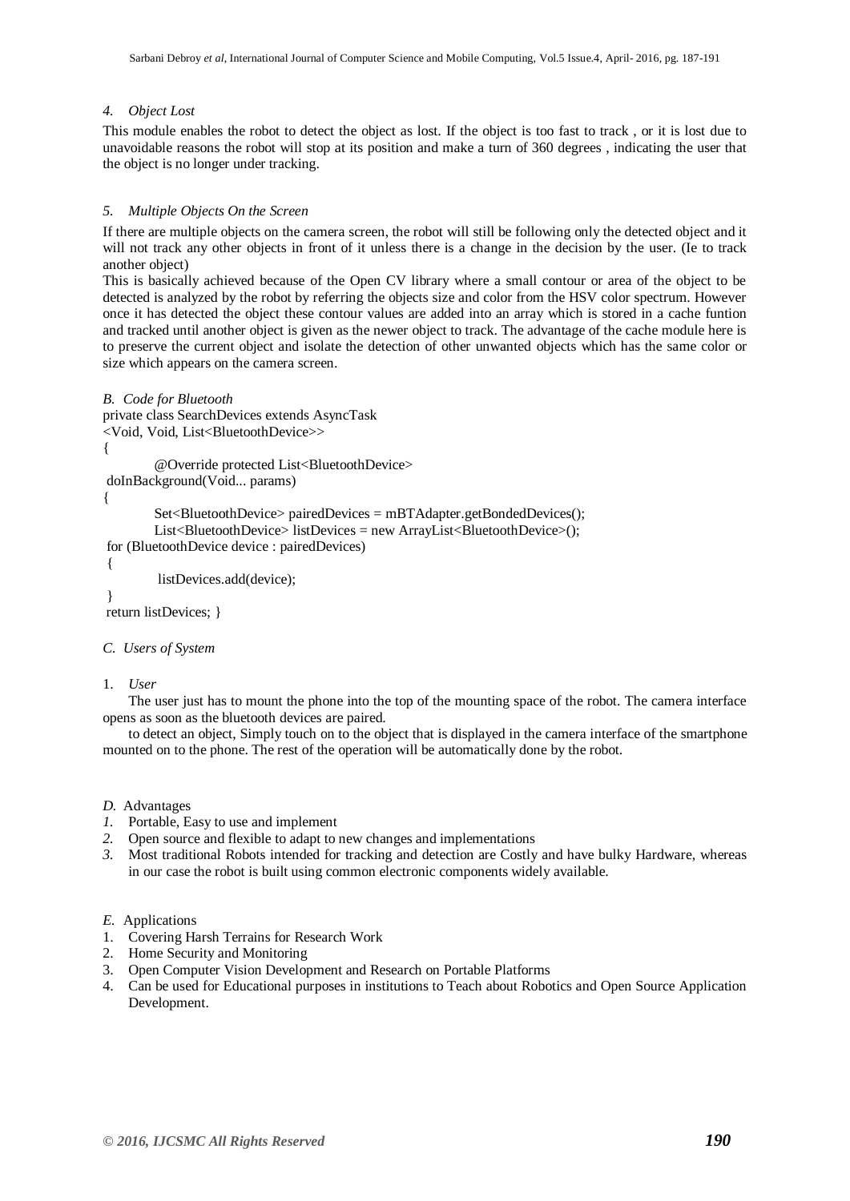#### *4. Object Lost*

This module enables the robot to detect the object as lost. If the object is too fast to track , or it is lost due to unavoidable reasons the robot will stop at its position and make a turn of 360 degrees , indicating the user that the object is no longer under tracking.

#### *5. Multiple Objects On the Screen*

If there are multiple objects on the camera screen, the robot will still be following only the detected object and it will not track any other objects in front of it unless there is a change in the decision by the user. (Ie to track another object)

This is basically achieved because of the Open CV library where a small contour or area of the object to be detected is analyzed by the robot by referring the objects size and color from the HSV color spectrum. However once it has detected the object these contour values are added into an array which is stored in a cache funtion and tracked until another object is given as the newer object to track. The advantage of the cache module here is to preserve the current object and isolate the detection of other unwanted objects which has the same color or size which appears on the camera screen.

### *B. Code for Bluetooth*

```
private class SearchDevices extends AsyncTask
<Void, Void, List<BluetoothDevice>>
{
        @Override protected List<BluetoothDevice>
 doInBackground(Void... params)
{
        Set<BluetoothDevice> pairedDevices = mBTAdapter.getBondedDevices();
        List<BluetoothDevice> listDevices = new ArrayList<BluetoothDevice>();
 for (BluetoothDevice device : pairedDevices)
 {
         listDevices.add(device);
 }
 return listDevices; }
```

### *C. Users of System*

#### 1. *User*

The user just has to mount the phone into the top of the mounting space of the robot. The camera interface opens as soon as the bluetooth devices are paired.

to detect an object, Simply touch on to the object that is displayed in the camera interface of the smartphone mounted on to the phone. The rest of the operation will be automatically done by the robot.

### *D.* Advantages

1. Portable, Easy to use and implement
2. Open source and flexible to adapt to new changes and implementations
3. Most traditional Robots intended for tracking and detection are Costly and have bulky Hardware, whereas in our case the robot is built using common electronic components widely available.

### *E.* Applications

1. Covering Harsh Terrains for Research Work
2. Home Security and Monitoring
3. Open Computer Vision Development and Research on Portable Platforms
4. Can be used for Educational purposes in institutions to Teach about Robotics and Open Source Application Development.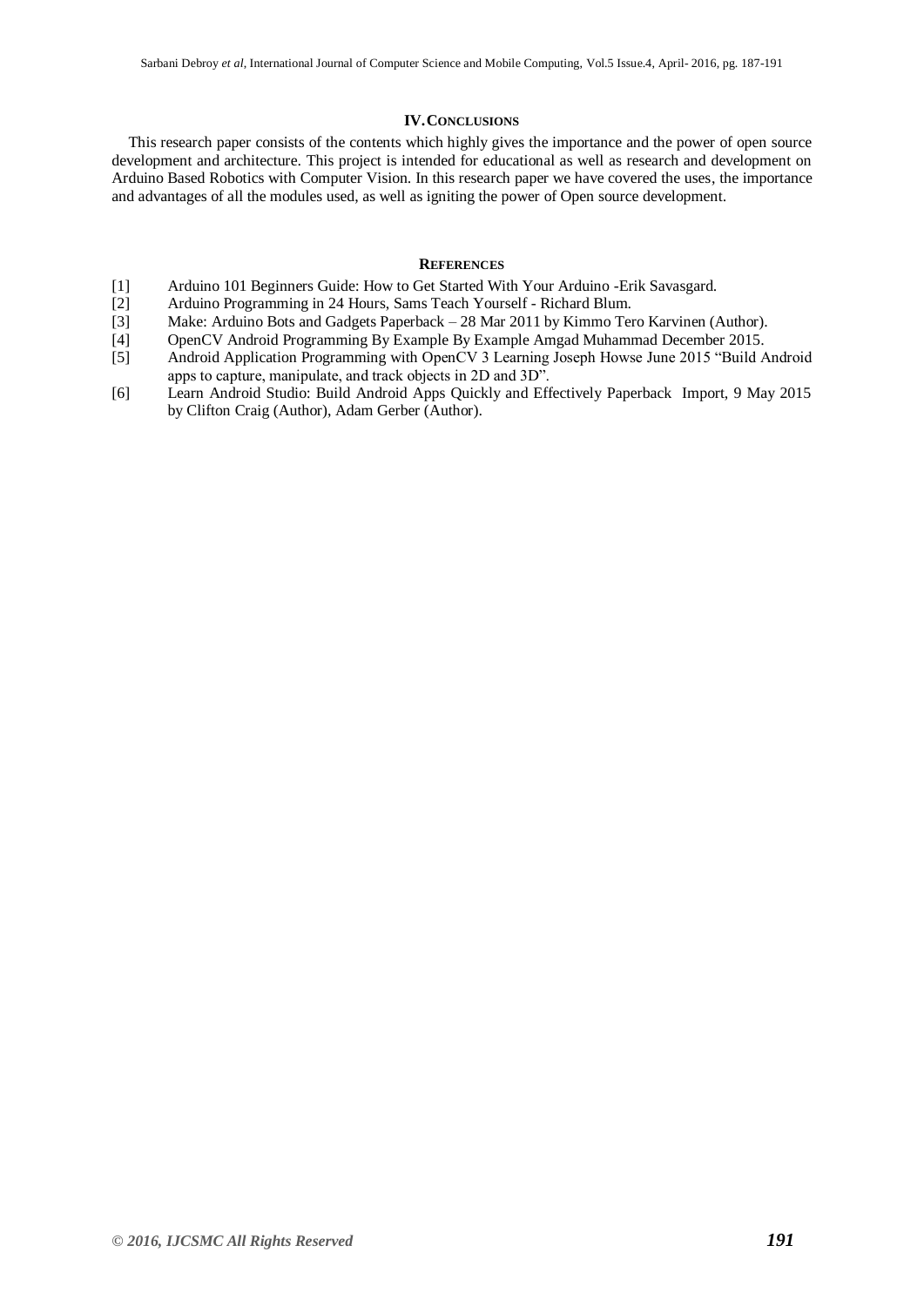## IV. CONCLUSIONS

This research paper consists of the contents which highly gives the importance and the power of open source development and architecture. This project is intended for educational as well as research and development on Arduino Based Robotics with Computer Vision. In this research paper we have covered the uses, the importance and advantages of all the modules used, as well as igniting the power of Open source development.

## REFERENCES

[1] Arduino 101 Beginners Guide: How to Get Started With Your Arduino -Erik Savasgard.

[2] Arduino Programming in 24 Hours, Sams Teach Yourself - Richard Blum.

[3] Make: Arduino Bots and Gadgets Paperback – 28 Mar 2011 by Kimmo Tero Karvinen (Author).

[4] OpenCV Android Programming By Example By Example Amgad Muhammad December 2015.

[5] Android Application Programming with OpenCV 3 Learning Joseph Howse June 2015 "Build Android apps to capture, manipulate, and track objects in 2D and 3D".

[6] Learn Android Studio: Build Android Apps Quickly and Effectively Paperback Import, 9 May 2015 by Clifton Craig (Author), Adam Gerber (Author).